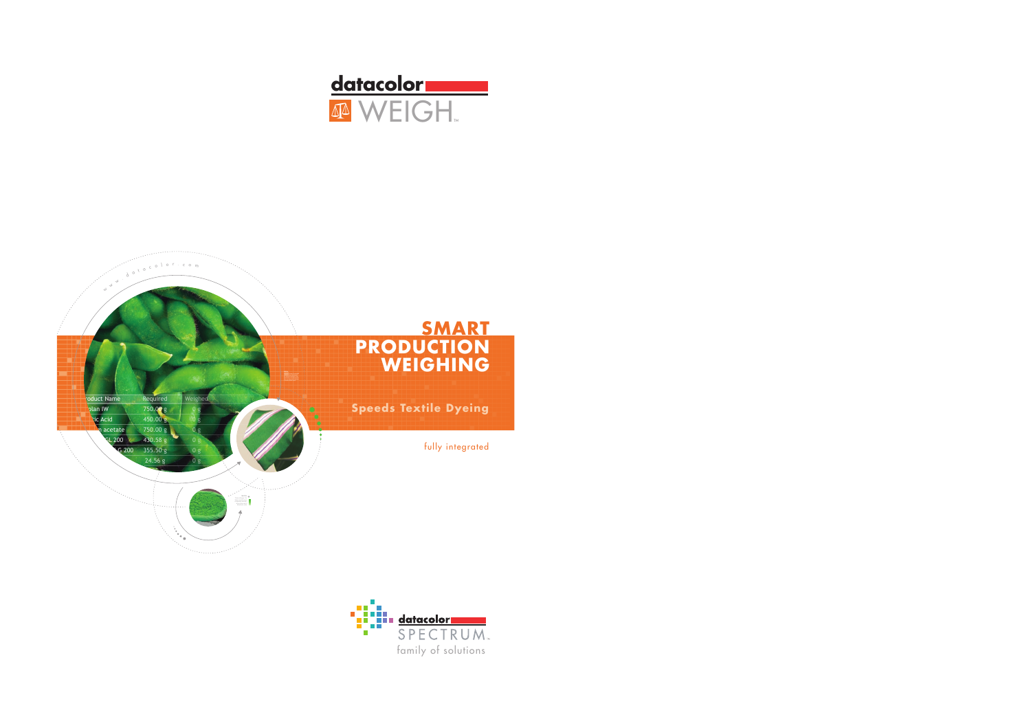datacolor

WEIGH™

# SMART PRODUCTION WEIGHING

## Speeds Textile Dyeing

fully integrated

datacolor SPECTRUM™

family of solutions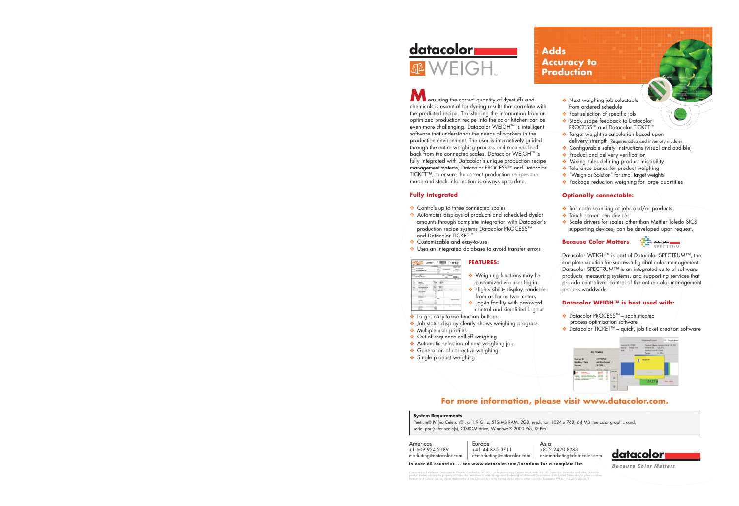# datacolor WEIGH™

## Adds Accuracy to Production

Measuring the correct quantity of dyestuffs and chemicals is essential for dyeing results that correlate with the predicted recipe. Transferring the information from an optimized production recipe into the color kitchen can be even more challenging. Datacolor WEIGH™ is intelligent software that understands the needs of workers in the production environment. The user is interactively guided through the entire weighing process and receives feedback from the connected scales. Datacolor WEIGH™ is fully integrated with Datacolor's unique production recipe management systems, Datacolor PROCESS™ and Datacolor TICKET™, to ensure the correct production recipes are made and stock information is always up-to-date.

### Fully Integrated

- Controls up to three connected scales
- Automates displays of products and scheduled dyelot amounts through complete integration with Datacolor's production recipe systems Datacolor PROCESS™ and Datacolor TICKET™
- Customizable and easy-to-use
- Uses an integrated database to avoid transfer errors

### FEATURES:

- Weighing functions may be customized via user log-in
- High visibility display, readable from as far as two meters
- Log-in facility with password control and simplified log-out
- Large, easy-to-use function buttons
- Job status display clearly shows weighing progress
- Multiple user profiles
- Out of sequence call-off weighing
- Automatic selection of next weighing job
- Generation of corrective weighing
- Single product weighing
- Next weighing job selectable from ordered schedule
- Fast selection of specific job
- Stock usage feedback to Datacolor PROCESS™ and Datacolor TICKET™
- Target weight re-calculation based upon delivery strength (Requires advanced inventory module)
- Configurable safety instructions (visual and audible)
- Product and delivery verification
- Mixing rules defining product miscibility
- Tolerance bands for product weighing
- "Weigh as Solution" for small target weights
- Package reduction weighing for large quantities

### Optionally connectable:

- Bar code scanning of jobs and/or products
- Touch screen pen devices
- Scale drivers for scales other than Mettler Toledo SICS supporting devices, can be developed upon request.

### Because Color Matters

Datacolor WEIGH™ is part of Datacolor SPECTRUM™, the complete solution for successful global color management. Datacolor SPECTRUM™ is an integrated suite of software products, measuring systems, and supporting services that provide centralized control of the entire color management process worldwide.

### Datacolor WEIGH™ is best used with:

- Datacolor PROCESS™ – sophisticated process optimization software
- Datacolor TICKET™ – quick, job ticket creation software

## For more information, please visit www.datacolor.com.

**System Requirements**

Pentium® IV (no Celeron®), at 1.9 GHz, 512 MB RAM, 2GB, resolution 1024 x 768, 64 MB true color graphic card, serial port(s) for scale(s), CD-ROM drive, Windows® 2000 Pro, XP Pro

| Americas | Europe | Asia |
|---|---|---|
| +1.609.924.2189 | +41.44.835.3711 | +852.2420.8283 |
| marketing@datacolor.com | ecmarketing@datacolor.com | asiamarketing@datacolor.com |

**In over 60 countries ... see www.datacolor.com/locations for a complete list.**

datacolor *Because Color Matters*

Committed to Excellence. Dedicated to Quality. Certified to ISO 9001 in Manufacturing Centers Worldwide. ©2005 Datacolor. Datacolor and other Datacolor product trademarks are the property of Datacolor. Windows is either a registered trademark of Microsoft Corporation in the United States and/or other countries. Pentium and Celeron are registered trademarks of Intel Corporation in the United States and/or other countries. Datacolor WEIGH/12-05/720230/E